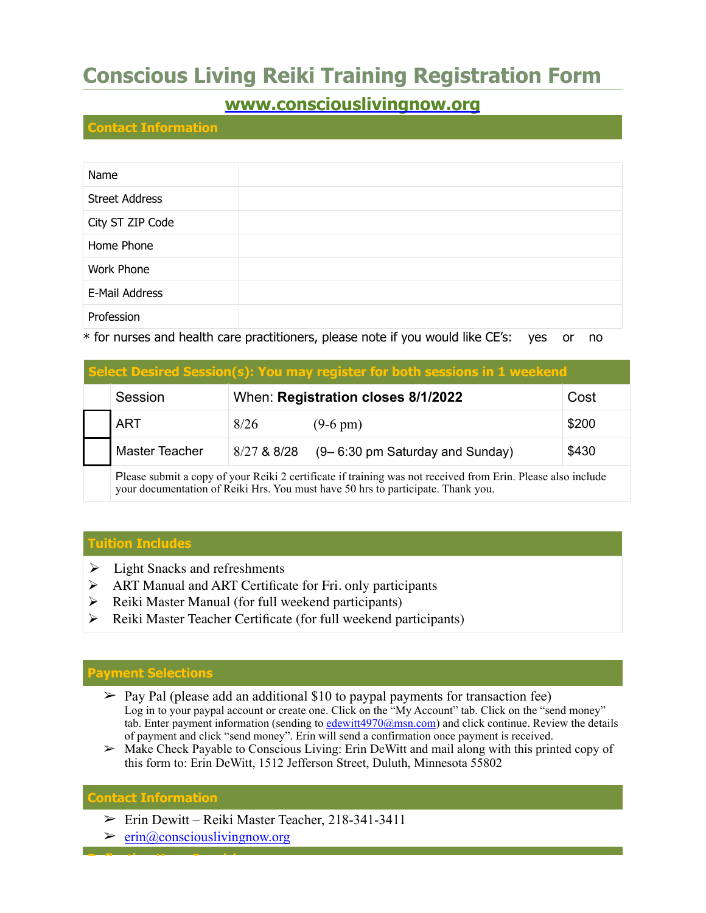# Conscious Living Reiki Training Registration Form

**www.consciouslivingnow.org**

## Contact Information

| | |
|---|---|
| Name | |
| Street Address | |
| City ST ZIP Code | |
| Home Phone | |
| Work Phone | |
| E-Mail Address | |
| Profession | |

* for nurses and health care practitioners, please note if you would like CE's: yes or no

## Select Desired Session(s): You may register for both sessions in 1 weekend

| | Session | When: **Registration closes 8/1/2022** | Cost |
|---|---|---|---|
| ☐ | ART | 8/26 (9-6 pm) | $200 |
| ☐ | Master Teacher | 8/27 & 8/28 (9– 6:30 pm Saturday and Sunday) | $430 |
| | Please submit a copy of your Reiki 2 certificate if training was not received from Erin. Please also include your documentation of Reiki Hrs. You must have 50 hrs to participate. Thank you. | | |

## Tuition Includes

- Light Snacks and refreshments
- ART Manual and ART Certificate for Fri. only participants
- Reiki Master Manual (for full weekend participants)
- Reiki Master Teacher Certificate (for full weekend participants)

## Payment Selections

- Pay Pal (please add an additional $10 to paypal payments for transaction fee)
  Log in to your paypal account or create one. Click on the "My Account" tab. Click on the "send money" tab. Enter payment information (sending to edewitt4970@msn.com) and click continue. Review the details of payment and click "send money". Erin will send a confirmation once payment is received.
- Make Check Payable to Conscious Living: Erin DeWitt and mail along with this printed copy of this form to: Erin DeWitt, 1512 Jefferson Street, Duluth, Minnesota 55802

## Contact Information

- Erin Dewitt – Reiki Master Teacher, 218-341-3411
- erin@consciouslivingnow.org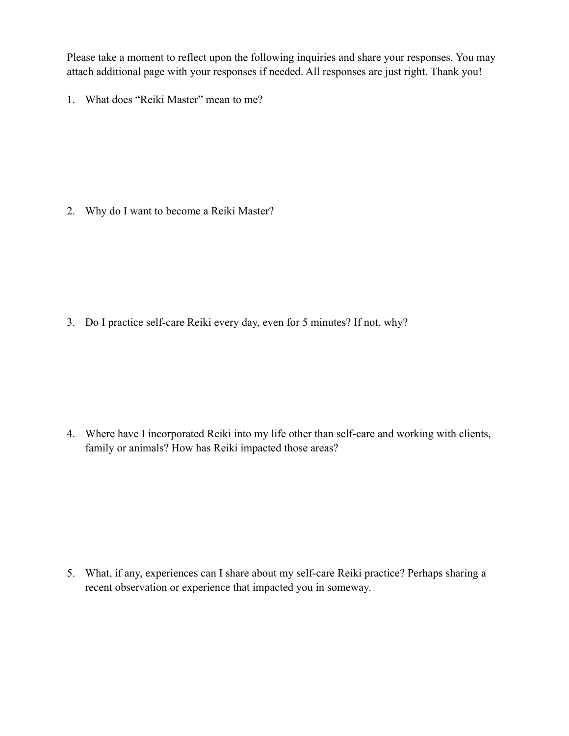Please take a moment to reflect upon the following inquiries and share your responses. You may attach additional page with your responses if needed. All responses are just right. Thank you!

1. What does "Reiki Master" mean to me?

2. Why do I want to become a Reiki Master?

3. Do I practice self-care Reiki every day, even for 5 minutes? If not, why?

4. Where have I incorporated Reiki into my life other than self-care and working with clients, family or animals? How has Reiki impacted those areas?

5. What, if any, experiences can I share about my self-care Reiki practice? Perhaps sharing a recent observation or experience that impacted you in someway.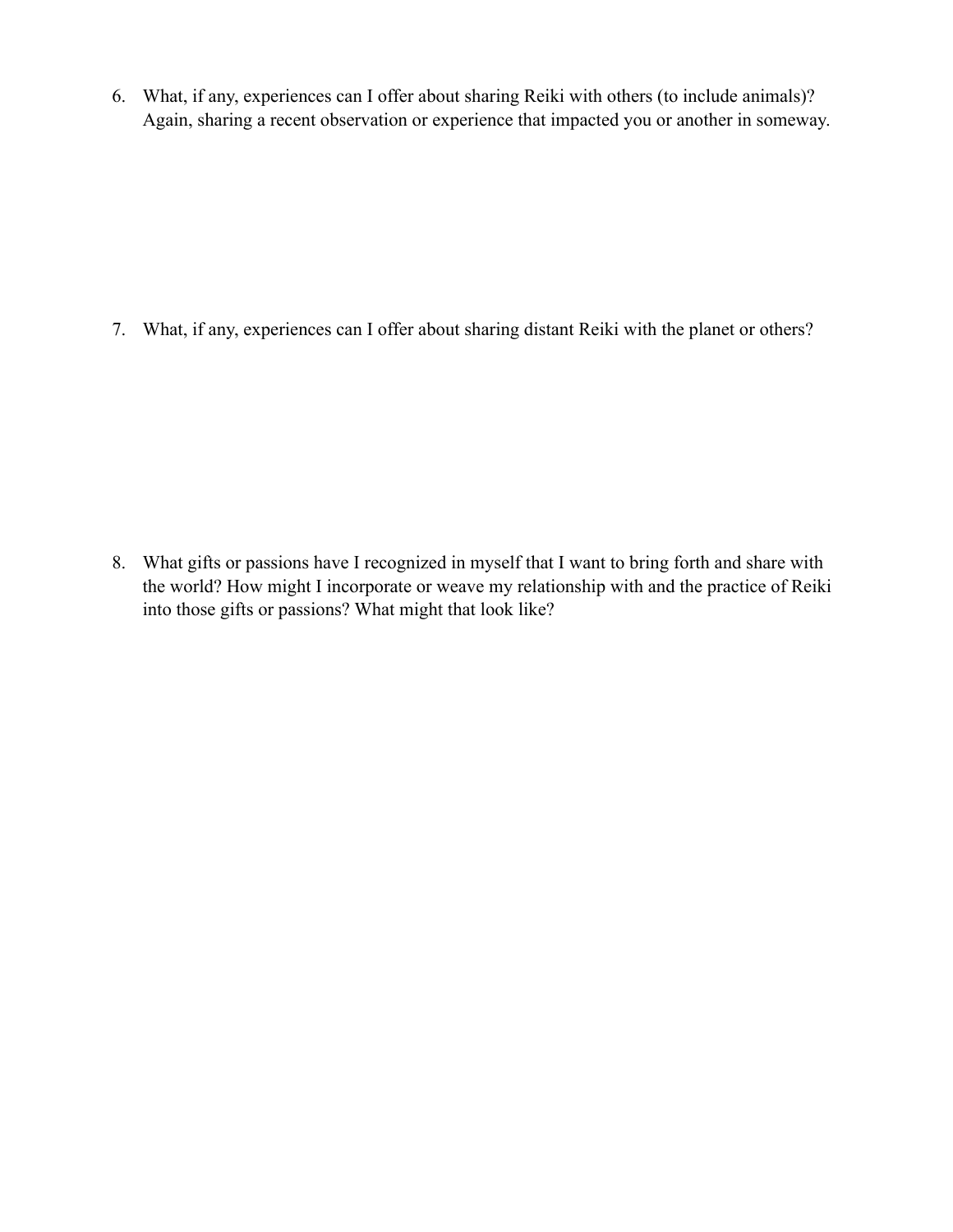6. What, if any, experiences can I offer about sharing Reiki with others (to include animals)? Again, sharing a recent observation or experience that impacted you or another in someway.

7. What, if any, experiences can I offer about sharing distant Reiki with the planet or others?

8. What gifts or passions have I recognized in myself that I want to bring forth and share with the world? How might I incorporate or weave my relationship with and the practice of Reiki into those gifts or passions? What might that look like?